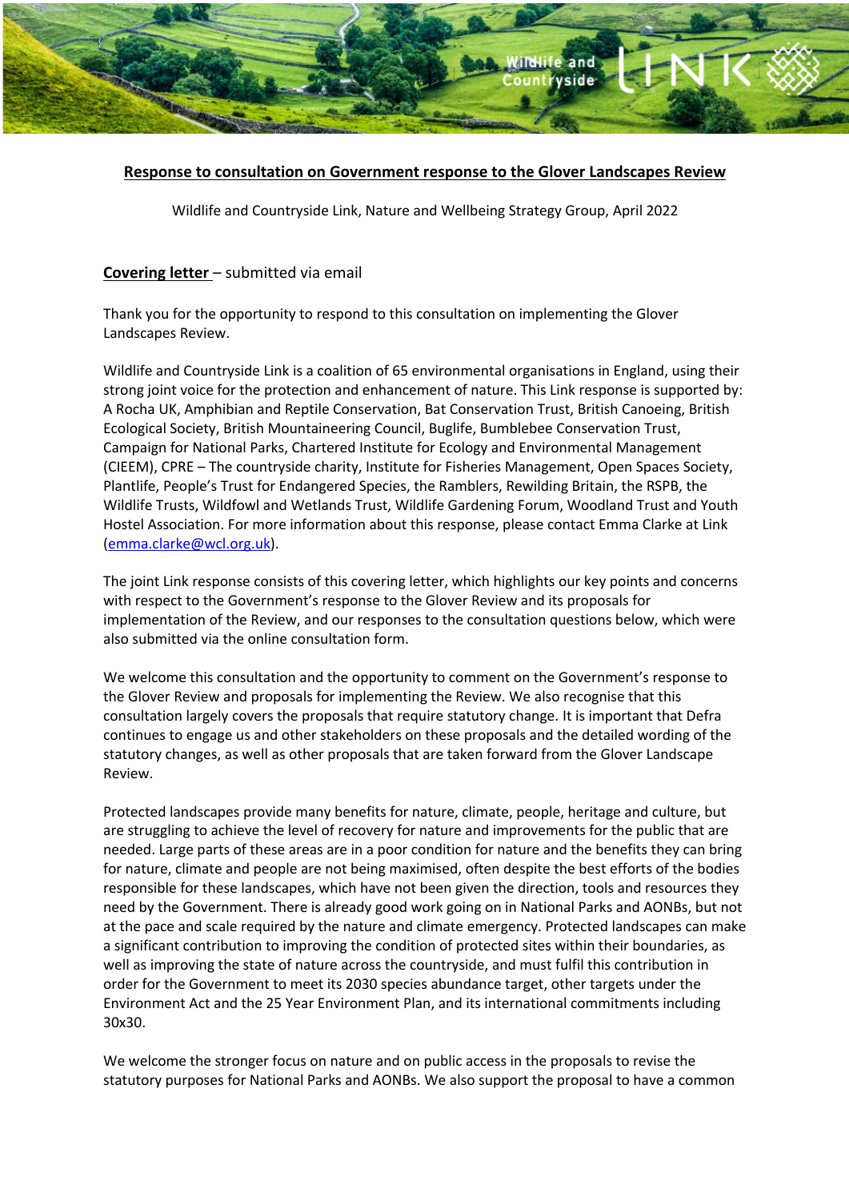## Response to consultation on Government response to the Glover Landscapes Review

Wildlife and Countryside Link, Nature and Wellbeing Strategy Group, April 2022

**Covering letter** – submitted via email

Thank you for the opportunity to respond to this consultation on implementing the Glover Landscapes Review.

Wildlife and Countryside Link is a coalition of 65 environmental organisations in England, using their strong joint voice for the protection and enhancement of nature. This Link response is supported by: A Rocha UK, Amphibian and Reptile Conservation, Bat Conservation Trust, British Canoeing, British Ecological Society, British Mountaineering Council, Buglife, Bumblebee Conservation Trust, Campaign for National Parks, Chartered Institute for Ecology and Environmental Management (CIEEM), CPRE – The countryside charity, Institute for Fisheries Management, Open Spaces Society, Plantlife, People's Trust for Endangered Species, the Ramblers, Rewilding Britain, the RSPB, the Wildlife Trusts, Wildfowl and Wetlands Trust, Wildlife Gardening Forum, Woodland Trust and Youth Hostel Association. For more information about this response, please contact Emma Clarke at Link (emma.clarke@wcl.org.uk).

The joint Link response consists of this covering letter, which highlights our key points and concerns with respect to the Government's response to the Glover Review and its proposals for implementation of the Review, and our responses to the consultation questions below, which were also submitted via the online consultation form.

We welcome this consultation and the opportunity to comment on the Government's response to the Glover Review and proposals for implementing the Review. We also recognise that this consultation largely covers the proposals that require statutory change. It is important that Defra continues to engage us and other stakeholders on these proposals and the detailed wording of the statutory changes, as well as other proposals that are taken forward from the Glover Landscape Review.

Protected landscapes provide many benefits for nature, climate, people, heritage and culture, but are struggling to achieve the level of recovery for nature and improvements for the public that are needed. Large parts of these areas are in a poor condition for nature and the benefits they can bring for nature, climate and people are not being maximised, often despite the best efforts of the bodies responsible for these landscapes, which have not been given the direction, tools and resources they need by the Government. There is already good work going on in National Parks and AONBs, but not at the pace and scale required by the nature and climate emergency. Protected landscapes can make a significant contribution to improving the condition of protected sites within their boundaries, as well as improving the state of nature across the countryside, and must fulfil this contribution in order for the Government to meet its 2030 species abundance target, other targets under the Environment Act and the 25 Year Environment Plan, and its international commitments including 30x30.

We welcome the stronger focus on nature and on public access in the proposals to revise the statutory purposes for National Parks and AONBs. We also support the proposal to have a common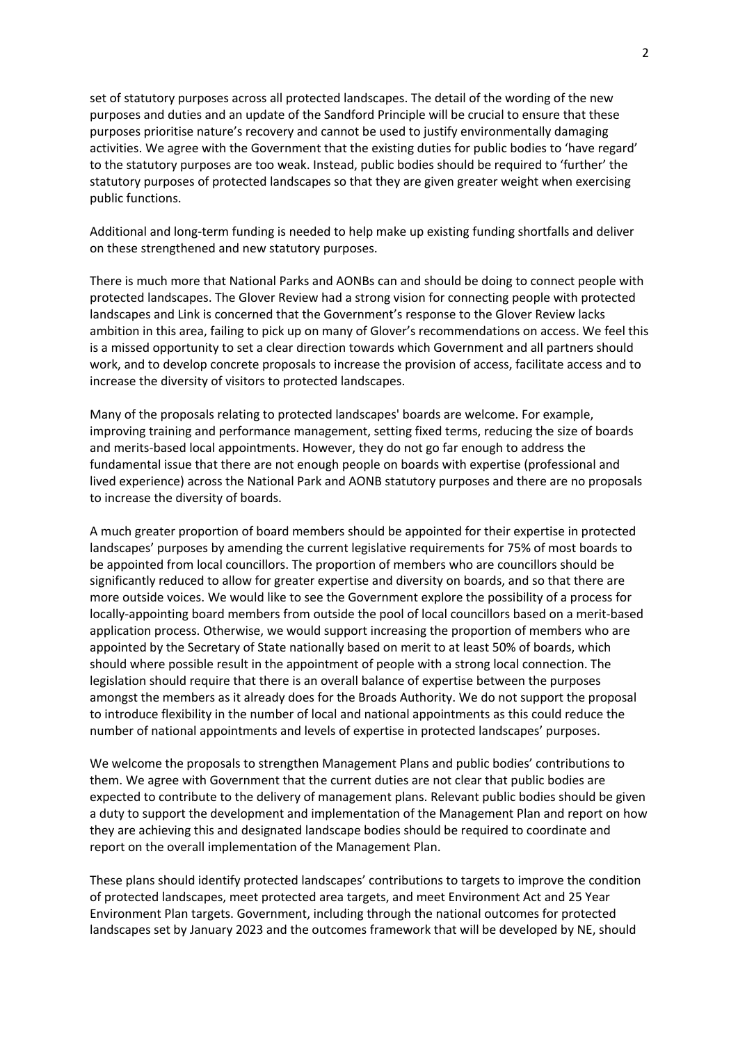set of statutory purposes across all protected landscapes. The detail of the wording of the new purposes and duties and an update of the Sandford Principle will be crucial to ensure that these purposes prioritise nature's recovery and cannot be used to justify environmentally damaging activities. We agree with the Government that the existing duties for public bodies to 'have regard' to the statutory purposes are too weak. Instead, public bodies should be required to 'further' the statutory purposes of protected landscapes so that they are given greater weight when exercising public functions.

Additional and long-term funding is needed to help make up existing funding shortfalls and deliver on these strengthened and new statutory purposes.

There is much more that National Parks and AONBs can and should be doing to connect people with protected landscapes. The Glover Review had a strong vision for connecting people with protected landscapes and Link is concerned that the Government's response to the Glover Review lacks ambition in this area, failing to pick up on many of Glover's recommendations on access. We feel this is a missed opportunity to set a clear direction towards which Government and all partners should work, and to develop concrete proposals to increase the provision of access, facilitate access and to increase the diversity of visitors to protected landscapes.

Many of the proposals relating to protected landscapes' boards are welcome. For example, improving training and performance management, setting fixed terms, reducing the size of boards and merits-based local appointments. However, they do not go far enough to address the fundamental issue that there are not enough people on boards with expertise (professional and lived experience) across the National Park and AONB statutory purposes and there are no proposals to increase the diversity of boards.

A much greater proportion of board members should be appointed for their expertise in protected landscapes' purposes by amending the current legislative requirements for 75% of most boards to be appointed from local councillors. The proportion of members who are councillors should be significantly reduced to allow for greater expertise and diversity on boards, and so that there are more outside voices. We would like to see the Government explore the possibility of a process for locally-appointing board members from outside the pool of local councillors based on a merit-based application process. Otherwise, we would support increasing the proportion of members who are appointed by the Secretary of State nationally based on merit to at least 50% of boards, which should where possible result in the appointment of people with a strong local connection. The legislation should require that there is an overall balance of expertise between the purposes amongst the members as it already does for the Broads Authority. We do not support the proposal to introduce flexibility in the number of local and national appointments as this could reduce the number of national appointments and levels of expertise in protected landscapes' purposes.

We welcome the proposals to strengthen Management Plans and public bodies' contributions to them. We agree with Government that the current duties are not clear that public bodies are expected to contribute to the delivery of management plans. Relevant public bodies should be given a duty to support the development and implementation of the Management Plan and report on how they are achieving this and designated landscape bodies should be required to coordinate and report on the overall implementation of the Management Plan.

These plans should identify protected landscapes' contributions to targets to improve the condition of protected landscapes, meet protected area targets, and meet Environment Act and 25 Year Environment Plan targets. Government, including through the national outcomes for protected landscapes set by January 2023 and the outcomes framework that will be developed by NE, should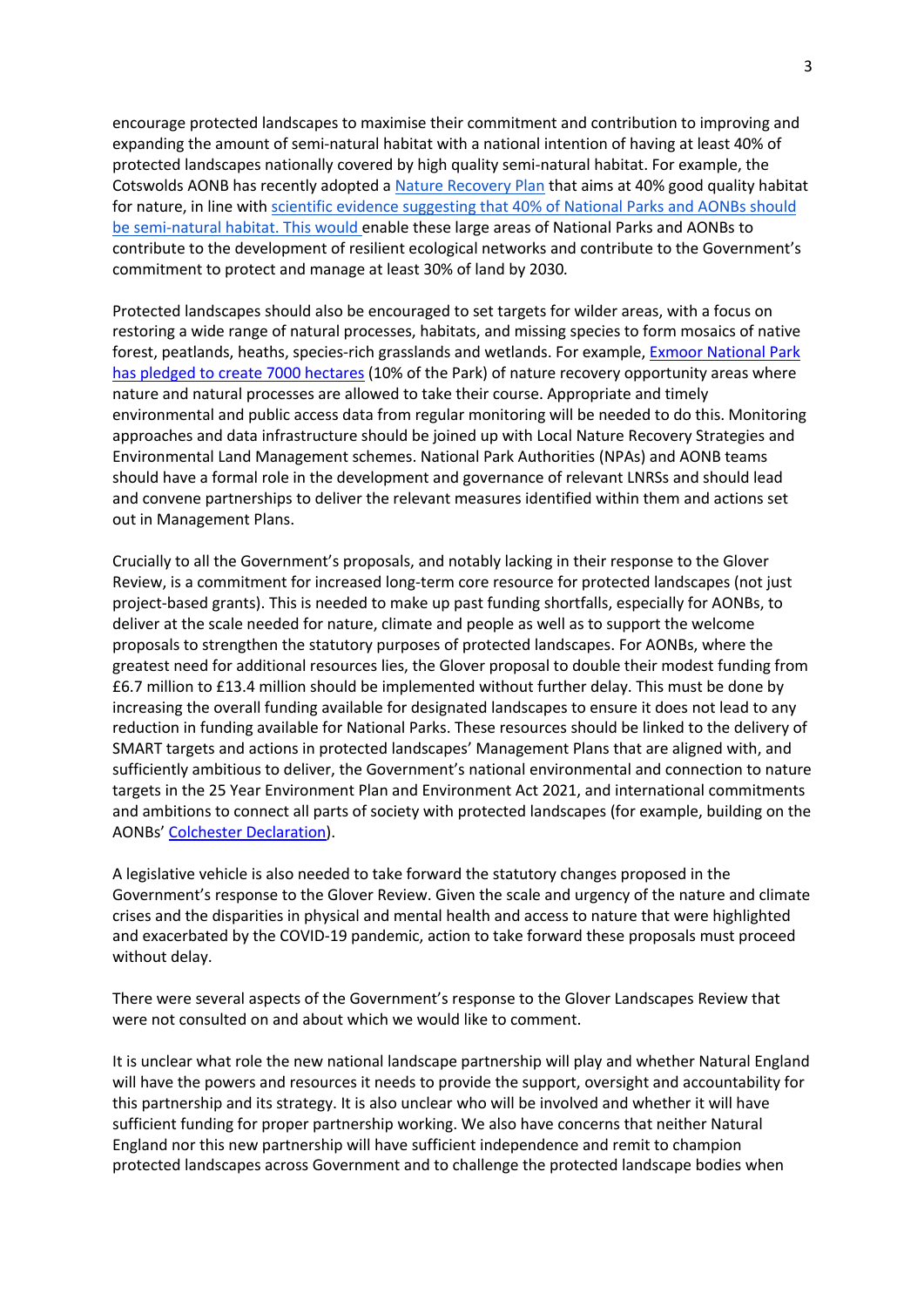encourage protected landscapes to maximise their commitment and contribution to improving and expanding the amount of semi-natural habitat with a national intention of having at least 40% of protected landscapes nationally covered by high quality semi-natural habitat. For example, the Cotswolds AONB has recently adopted a Nature Recovery Plan that aims at 40% good quality habitat for nature, in line with scientific evidence suggesting that 40% of National Parks and AONBs should be semi-natural habitat. This would enable these large areas of National Parks and AONBs to contribute to the development of resilient ecological networks and contribute to the Government's commitment to protect and manage at least 30% of land by 2030.

Protected landscapes should also be encouraged to set targets for wilder areas, with a focus on restoring a wide range of natural processes, habitats, and missing species to form mosaics of native forest, peatlands, heaths, species-rich grasslands and wetlands. For example, Exmoor National Park has pledged to create 7000 hectares (10% of the Park) of nature recovery opportunity areas where nature and natural processes are allowed to take their course. Appropriate and timely environmental and public access data from regular monitoring will be needed to do this. Monitoring approaches and data infrastructure should be joined up with Local Nature Recovery Strategies and Environmental Land Management schemes. National Park Authorities (NPAs) and AONB teams should have a formal role in the development and governance of relevant LNRSs and should lead and convene partnerships to deliver the relevant measures identified within them and actions set out in Management Plans.

Crucially to all the Government's proposals, and notably lacking in their response to the Glover Review, is a commitment for increased long-term core resource for protected landscapes (not just project-based grants). This is needed to make up past funding shortfalls, especially for AONBs, to deliver at the scale needed for nature, climate and people as well as to support the welcome proposals to strengthen the statutory purposes of protected landscapes. For AONBs, where the greatest need for additional resources lies, the Glover proposal to double their modest funding from £6.7 million to £13.4 million should be implemented without further delay. This must be done by increasing the overall funding available for designated landscapes to ensure it does not lead to any reduction in funding available for National Parks. These resources should be linked to the delivery of SMART targets and actions in protected landscapes' Management Plans that are aligned with, and sufficiently ambitious to deliver, the Government's national environmental and connection to nature targets in the 25 Year Environment Plan and Environment Act 2021, and international commitments and ambitions to connect all parts of society with protected landscapes (for example, building on the AONBs' Colchester Declaration).

A legislative vehicle is also needed to take forward the statutory changes proposed in the Government's response to the Glover Review. Given the scale and urgency of the nature and climate crises and the disparities in physical and mental health and access to nature that were highlighted and exacerbated by the COVID-19 pandemic, action to take forward these proposals must proceed without delay.

There were several aspects of the Government's response to the Glover Landscapes Review that were not consulted on and about which we would like to comment.

It is unclear what role the new national landscape partnership will play and whether Natural England will have the powers and resources it needs to provide the support, oversight and accountability for this partnership and its strategy. It is also unclear who will be involved and whether it will have sufficient funding for proper partnership working. We also have concerns that neither Natural England nor this new partnership will have sufficient independence and remit to champion protected landscapes across Government and to challenge the protected landscape bodies when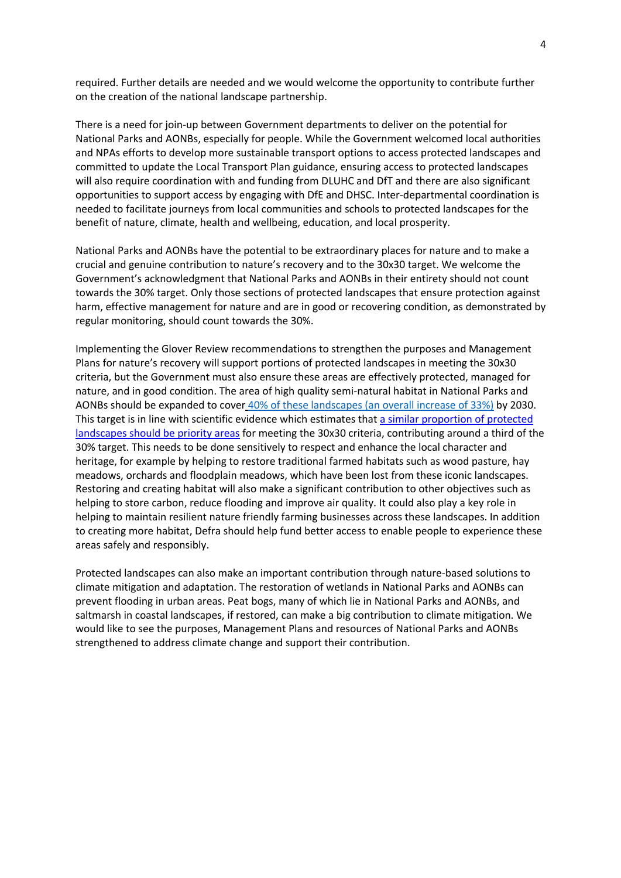required. Further details are needed and we would welcome the opportunity to contribute further on the creation of the national landscape partnership.

There is a need for join-up between Government departments to deliver on the potential for National Parks and AONBs, especially for people. While the Government welcomed local authorities and NPAs efforts to develop more sustainable transport options to access protected landscapes and committed to update the Local Transport Plan guidance, ensuring access to protected landscapes will also require coordination with and funding from DLUHC and DfT and there are also significant opportunities to support access by engaging with DfE and DHSC. Inter-departmental coordination is needed to facilitate journeys from local communities and schools to protected landscapes for the benefit of nature, climate, health and wellbeing, education, and local prosperity.

National Parks and AONBs have the potential to be extraordinary places for nature and to make a crucial and genuine contribution to nature's recovery and to the 30x30 target. We welcome the Government's acknowledgment that National Parks and AONBs in their entirety should not count towards the 30% target. Only those sections of protected landscapes that ensure protection against harm, effective management for nature and are in good or recovering condition, as demonstrated by regular monitoring, should count towards the 30%.

Implementing the Glover Review recommendations to strengthen the purposes and Management Plans for nature's recovery will support portions of protected landscapes in meeting the 30x30 criteria, but the Government must also ensure these areas are effectively protected, managed for nature, and in good condition. The area of high quality semi-natural habitat in National Parks and AONBs should be expanded to cover 40% of these landscapes (an overall increase of 33%) by 2030. This target is in line with scientific evidence which estimates that a similar proportion of protected landscapes should be priority areas for meeting the 30x30 criteria, contributing around a third of the 30% target. This needs to be done sensitively to respect and enhance the local character and heritage, for example by helping to restore traditional farmed habitats such as wood pasture, hay meadows, orchards and floodplain meadows, which have been lost from these iconic landscapes. Restoring and creating habitat will also make a significant contribution to other objectives such as helping to store carbon, reduce flooding and improve air quality. It could also play a key role in helping to maintain resilient nature friendly farming businesses across these landscapes. In addition to creating more habitat, Defra should help fund better access to enable people to experience these areas safely and responsibly.

Protected landscapes can also make an important contribution through nature-based solutions to climate mitigation and adaptation. The restoration of wetlands in National Parks and AONBs can prevent flooding in urban areas. Peat bogs, many of which lie in National Parks and AONBs, and saltmarsh in coastal landscapes, if restored, can make a big contribution to climate mitigation. We would like to see the purposes, Management Plans and resources of National Parks and AONBs strengthened to address climate change and support their contribution.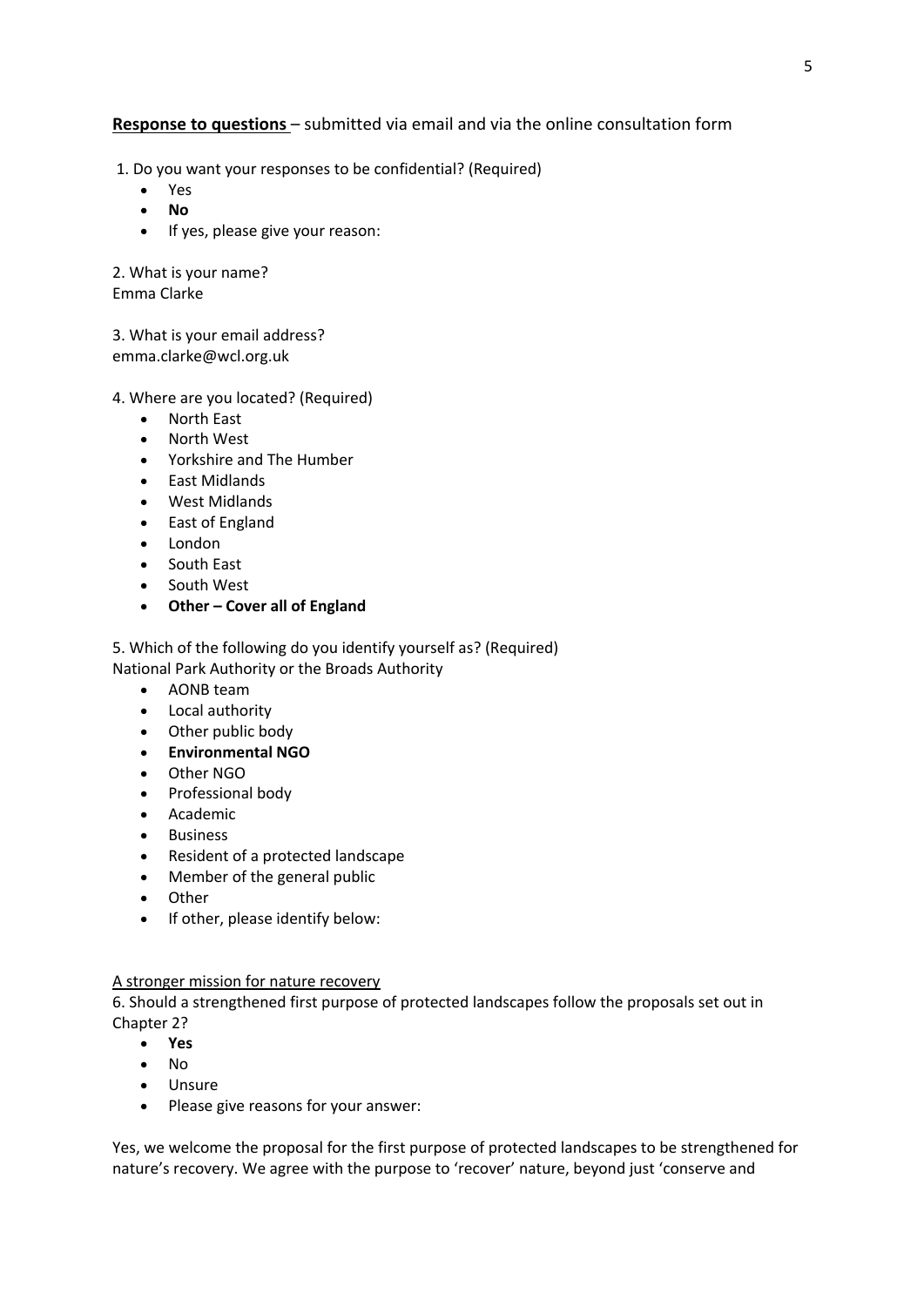**<u>Response to questions</u>** – submitted via email and via the online consultation form

1. Do you want your responses to be confidential? (Required)
   - Yes
   - **No**
   - If yes, please give your reason:

2. What is your name?
Emma Clarke

3. What is your email address?
emma.clarke@wcl.org.uk

4. Where are you located? (Required)
   - North East
   - North West
   - Yorkshire and The Humber
   - East Midlands
   - West Midlands
   - East of England
   - London
   - South East
   - South West
   - **Other – Cover all of England**

5. Which of the following do you identify yourself as? (Required)
National Park Authority or the Broads Authority
   - AONB team
   - Local authority
   - Other public body
   - **Environmental NGO**
   - Other NGO
   - Professional body
   - Academic
   - Business
   - Resident of a protected landscape
   - Member of the general public
   - Other
   - If other, please identify below:

<u>A stronger mission for nature recovery</u>

6. Should a strengthened first purpose of protected landscapes follow the proposals set out in Chapter 2?
   - **Yes**
   - No
   - Unsure
   - Please give reasons for your answer:

Yes, we welcome the proposal for the first purpose of protected landscapes to be strengthened for nature's recovery. We agree with the purpose to 'recover' nature, beyond just 'conserve and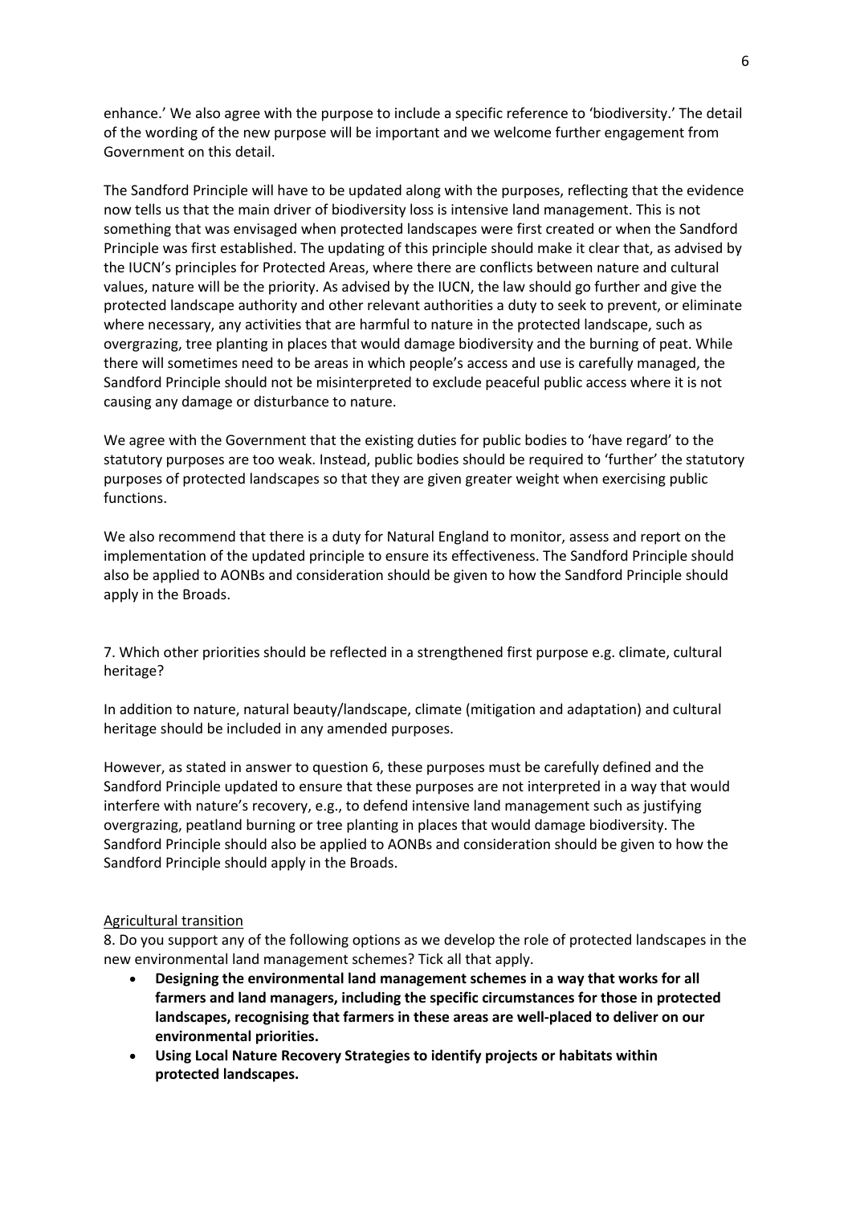enhance.' We also agree with the purpose to include a specific reference to 'biodiversity.' The detail of the wording of the new purpose will be important and we welcome further engagement from Government on this detail.

The Sandford Principle will have to be updated along with the purposes, reflecting that the evidence now tells us that the main driver of biodiversity loss is intensive land management. This is not something that was envisaged when protected landscapes were first created or when the Sandford Principle was first established. The updating of this principle should make it clear that, as advised by the IUCN's principles for Protected Areas, where there are conflicts between nature and cultural values, nature will be the priority. As advised by the IUCN, the law should go further and give the protected landscape authority and other relevant authorities a duty to seek to prevent, or eliminate where necessary, any activities that are harmful to nature in the protected landscape, such as overgrazing, tree planting in places that would damage biodiversity and the burning of peat. While there will sometimes need to be areas in which people's access and use is carefully managed, the Sandford Principle should not be misinterpreted to exclude peaceful public access where it is not causing any damage or disturbance to nature.

We agree with the Government that the existing duties for public bodies to 'have regard' to the statutory purposes are too weak. Instead, public bodies should be required to 'further' the statutory purposes of protected landscapes so that they are given greater weight when exercising public functions.

We also recommend that there is a duty for Natural England to monitor, assess and report on the implementation of the updated principle to ensure its effectiveness. The Sandford Principle should also be applied to AONBs and consideration should be given to how the Sandford Principle should apply in the Broads.

7. Which other priorities should be reflected in a strengthened first purpose e.g. climate, cultural heritage?

In addition to nature, natural beauty/landscape, climate (mitigation and adaptation) and cultural heritage should be included in any amended purposes.

However, as stated in answer to question 6, these purposes must be carefully defined and the Sandford Principle updated to ensure that these purposes are not interpreted in a way that would interfere with nature's recovery, e.g., to defend intensive land management such as justifying overgrazing, peatland burning or tree planting in places that would damage biodiversity. The Sandford Principle should also be applied to AONBs and consideration should be given to how the Sandford Principle should apply in the Broads.

<u>Agricultural transition</u>

8. Do you support any of the following options as we develop the role of protected landscapes in the new environmental land management schemes? Tick all that apply.

- **Designing the environmental land management schemes in a way that works for all farmers and land managers, including the specific circumstances for those in protected landscapes, recognising that farmers in these areas are well-placed to deliver on our environmental priorities.**
- **Using Local Nature Recovery Strategies to identify projects or habitats within protected landscapes.**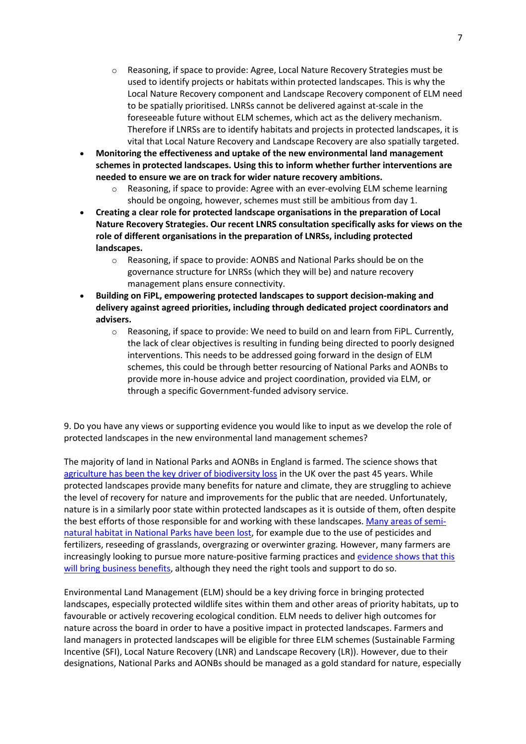- Reasoning, if space to provide: Agree, Local Nature Recovery Strategies must be used to identify projects or habitats within protected landscapes. This is why the Local Nature Recovery component and Landscape Recovery component of ELM need to be spatially prioritised. LNRSs cannot be delivered against at-scale in the foreseeable future without ELM schemes, which act as the delivery mechanism. Therefore if LNRSs are to identify habitats and projects in protected landscapes, it is vital that Local Nature Recovery and Landscape Recovery are also spatially targeted.
- **Monitoring the effectiveness and uptake of the new environmental land management schemes in protected landscapes. Using this to inform whether further interventions are needed to ensure we are on track for wider nature recovery ambitions.**
    - Reasoning, if space to provide: Agree with an ever-evolving ELM scheme learning should be ongoing, however, schemes must still be ambitious from day 1.
- **Creating a clear role for protected landscape organisations in the preparation of Local Nature Recovery Strategies. Our recent LNRS consultation specifically asks for views on the role of different organisations in the preparation of LNRSs, including protected landscapes.**
    - Reasoning, if space to provide: AONBS and National Parks should be on the governance structure for LNRSs (which they will be) and nature recovery management plans ensure connectivity.
- **Building on FiPL, empowering protected landscapes to support decision-making and delivery against agreed priorities, including through dedicated project coordinators and advisers.**
    - Reasoning, if space to provide: We need to build on and learn from FiPL. Currently, the lack of clear objectives is resulting in funding being directed to poorly designed interventions. This needs to be addressed going forward in the design of ELM schemes, this could be through better resourcing of National Parks and AONBs to provide more in-house advice and project coordination, provided via ELM, or through a specific Government-funded advisory service.

9. Do you have any views or supporting evidence you would like to input as we develop the role of protected landscapes in the new environmental land management schemes?

The majority of land in National Parks and AONBs in England is farmed. The science shows that agriculture has been the key driver of biodiversity loss in the UK over the past 45 years. While protected landscapes provide many benefits for nature and climate, they are struggling to achieve the level of recovery for nature and improvements for the public that are needed. Unfortunately, nature is in a similarly poor state within protected landscapes as it is outside of them, often despite the best efforts of those responsible for and working with these landscapes. Many areas of semi-natural habitat in National Parks have been lost, for example due to the use of pesticides and fertilizers, reseeding of grasslands, overgrazing or overwinter grazing. However, many farmers are increasingly looking to pursue more nature-positive farming practices and evidence shows that this will bring business benefits, although they need the right tools and support to do so.

Environmental Land Management (ELM) should be a key driving force in bringing protected landscapes, especially protected wildlife sites within them and other areas of priority habitats, up to favourable or actively recovering ecological condition. ELM needs to deliver high outcomes for nature across the board in order to have a positive impact in protected landscapes. Farmers and land managers in protected landscapes will be eligible for three ELM schemes (Sustainable Farming Incentive (SFI), Local Nature Recovery (LNR) and Landscape Recovery (LR)). However, due to their designations, National Parks and AONBs should be managed as a gold standard for nature, especially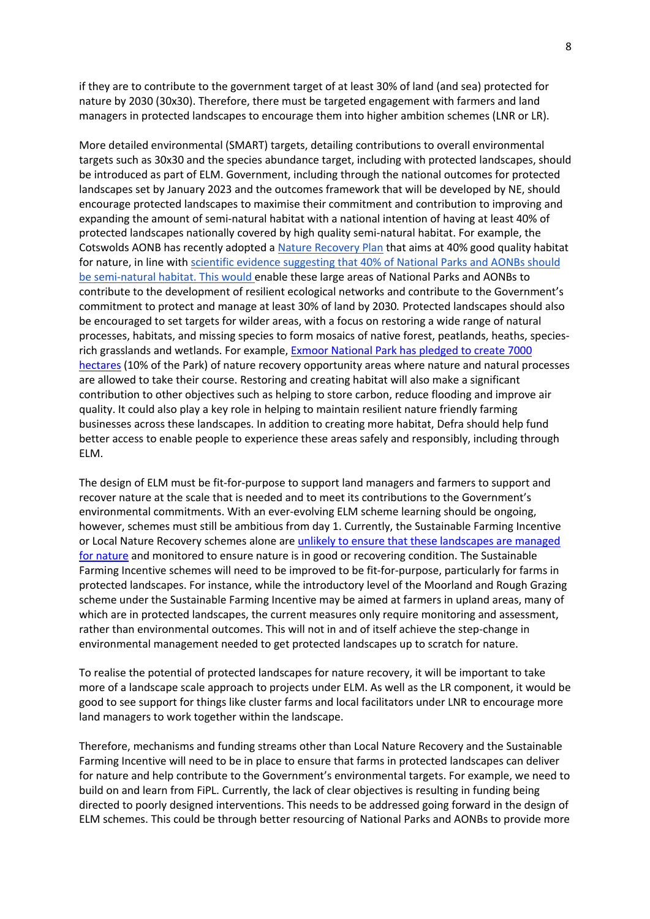if they are to contribute to the government target of at least 30% of land (and sea) protected for nature by 2030 (30x30). Therefore, there must be targeted engagement with farmers and land managers in protected landscapes to encourage them into higher ambition schemes (LNR or LR).

More detailed environmental (SMART) targets, detailing contributions to overall environmental targets such as 30x30 and the species abundance target, including with protected landscapes, should be introduced as part of ELM. Government, including through the national outcomes for protected landscapes set by January 2023 and the outcomes framework that will be developed by NE, should encourage protected landscapes to maximise their commitment and contribution to improving and expanding the amount of semi-natural habitat with a national intention of having at least 40% of protected landscapes nationally covered by high quality semi-natural habitat. For example, the Cotswolds AONB has recently adopted a Nature Recovery Plan that aims at 40% good quality habitat for nature, in line with scientific evidence suggesting that 40% of National Parks and AONBs should be semi-natural habitat. This would enable these large areas of National Parks and AONBs to contribute to the development of resilient ecological networks and contribute to the Government's commitment to protect and manage at least 30% of land by 2030. Protected landscapes should also be encouraged to set targets for wilder areas, with a focus on restoring a wide range of natural processes, habitats, and missing species to form mosaics of native forest, peatlands, heaths, species-rich grasslands and wetlands. For example, Exmoor National Park has pledged to create 7000 hectares (10% of the Park) of nature recovery opportunity areas where nature and natural processes are allowed to take their course. Restoring and creating habitat will also make a significant contribution to other objectives such as helping to store carbon, reduce flooding and improve air quality. It could also play a key role in helping to maintain resilient nature friendly farming businesses across these landscapes. In addition to creating more habitat, Defra should help fund better access to enable people to experience these areas safely and responsibly, including through ELM.

The design of ELM must be fit-for-purpose to support land managers and farmers to support and recover nature at the scale that is needed and to meet its contributions to the Government's environmental commitments. With an ever-evolving ELM scheme learning should be ongoing, however, schemes must still be ambitious from day 1. Currently, the Sustainable Farming Incentive or Local Nature Recovery schemes alone are unlikely to ensure that these landscapes are managed for nature and monitored to ensure nature is in good or recovering condition. The Sustainable Farming Incentive schemes will need to be improved to be fit-for-purpose, particularly for farms in protected landscapes. For instance, while the introductory level of the Moorland and Rough Grazing scheme under the Sustainable Farming Incentive may be aimed at farmers in upland areas, many of which are in protected landscapes, the current measures only require monitoring and assessment, rather than environmental outcomes. This will not in and of itself achieve the step-change in environmental management needed to get protected landscapes up to scratch for nature.

To realise the potential of protected landscapes for nature recovery, it will be important to take more of a landscape scale approach to projects under ELM. As well as the LR component, it would be good to see support for things like cluster farms and local facilitators under LNR to encourage more land managers to work together within the landscape.

Therefore, mechanisms and funding streams other than Local Nature Recovery and the Sustainable Farming Incentive will need to be in place to ensure that farms in protected landscapes can deliver for nature and help contribute to the Government's environmental targets. For example, we need to build on and learn from FiPL. Currently, the lack of clear objectives is resulting in funding being directed to poorly designed interventions. This needs to be addressed going forward in the design of ELM schemes. This could be through better resourcing of National Parks and AONBs to provide more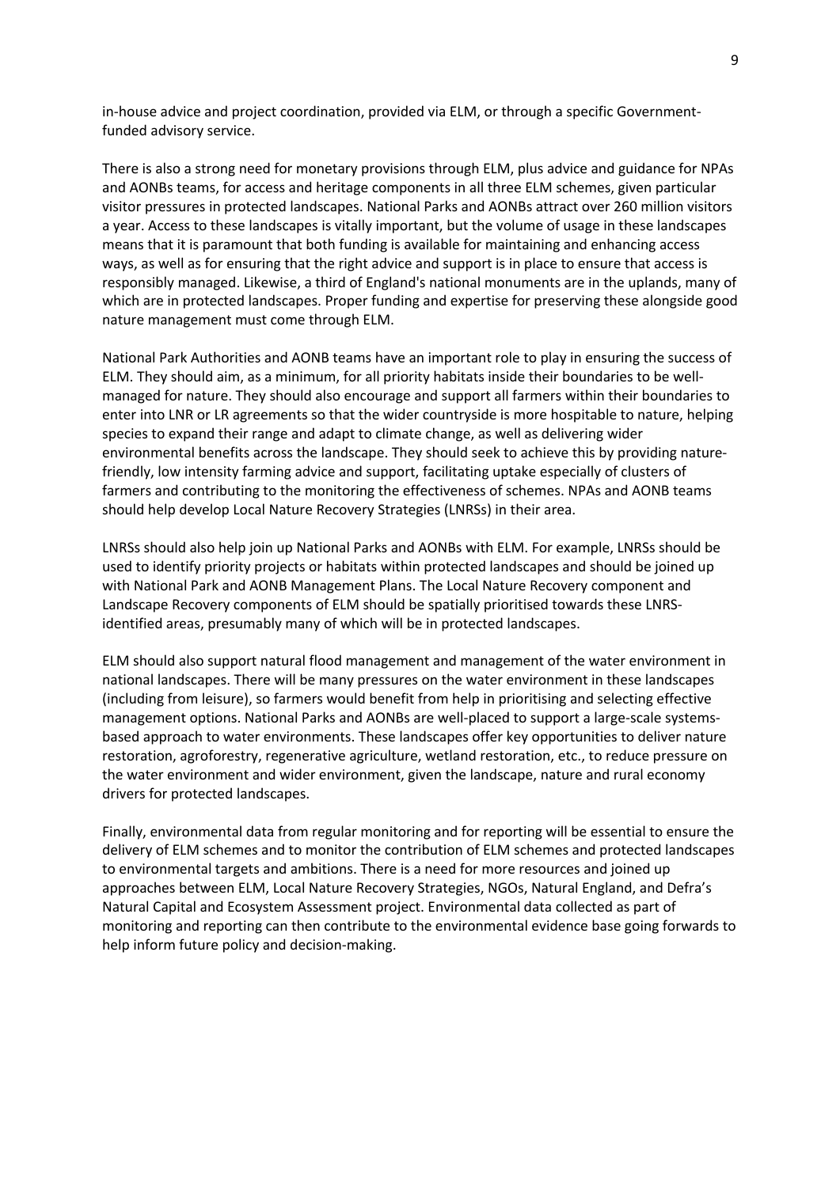in-house advice and project coordination, provided via ELM, or through a specific Government-funded advisory service.

There is also a strong need for monetary provisions through ELM, plus advice and guidance for NPAs and AONBs teams, for access and heritage components in all three ELM schemes, given particular visitor pressures in protected landscapes. National Parks and AONBs attract over 260 million visitors a year. Access to these landscapes is vitally important, but the volume of usage in these landscapes means that it is paramount that both funding is available for maintaining and enhancing access ways, as well as for ensuring that the right advice and support is in place to ensure that access is responsibly managed. Likewise, a third of England's national monuments are in the uplands, many of which are in protected landscapes. Proper funding and expertise for preserving these alongside good nature management must come through ELM.

National Park Authorities and AONB teams have an important role to play in ensuring the success of ELM. They should aim, as a minimum, for all priority habitats inside their boundaries to be well-managed for nature. They should also encourage and support all farmers within their boundaries to enter into LNR or LR agreements so that the wider countryside is more hospitable to nature, helping species to expand their range and adapt to climate change, as well as delivering wider environmental benefits across the landscape. They should seek to achieve this by providing nature-friendly, low intensity farming advice and support, facilitating uptake especially of clusters of farmers and contributing to the monitoring the effectiveness of schemes. NPAs and AONB teams should help develop Local Nature Recovery Strategies (LNRSs) in their area.

LNRSs should also help join up National Parks and AONBs with ELM. For example, LNRSs should be used to identify priority projects or habitats within protected landscapes and should be joined up with National Park and AONB Management Plans. The Local Nature Recovery component and Landscape Recovery components of ELM should be spatially prioritised towards these LNRS-identified areas, presumably many of which will be in protected landscapes.

ELM should also support natural flood management and management of the water environment in national landscapes. There will be many pressures on the water environment in these landscapes (including from leisure), so farmers would benefit from help in prioritising and selecting effective management options. National Parks and AONBs are well-placed to support a large-scale systems-based approach to water environments. These landscapes offer key opportunities to deliver nature restoration, agroforestry, regenerative agriculture, wetland restoration, etc., to reduce pressure on the water environment and wider environment, given the landscape, nature and rural economy drivers for protected landscapes.

Finally, environmental data from regular monitoring and for reporting will be essential to ensure the delivery of ELM schemes and to monitor the contribution of ELM schemes and protected landscapes to environmental targets and ambitions. There is a need for more resources and joined up approaches between ELM, Local Nature Recovery Strategies, NGOs, Natural England, and Defra's Natural Capital and Ecosystem Assessment project. Environmental data collected as part of monitoring and reporting can then contribute to the environmental evidence base going forwards to help inform future policy and decision-making.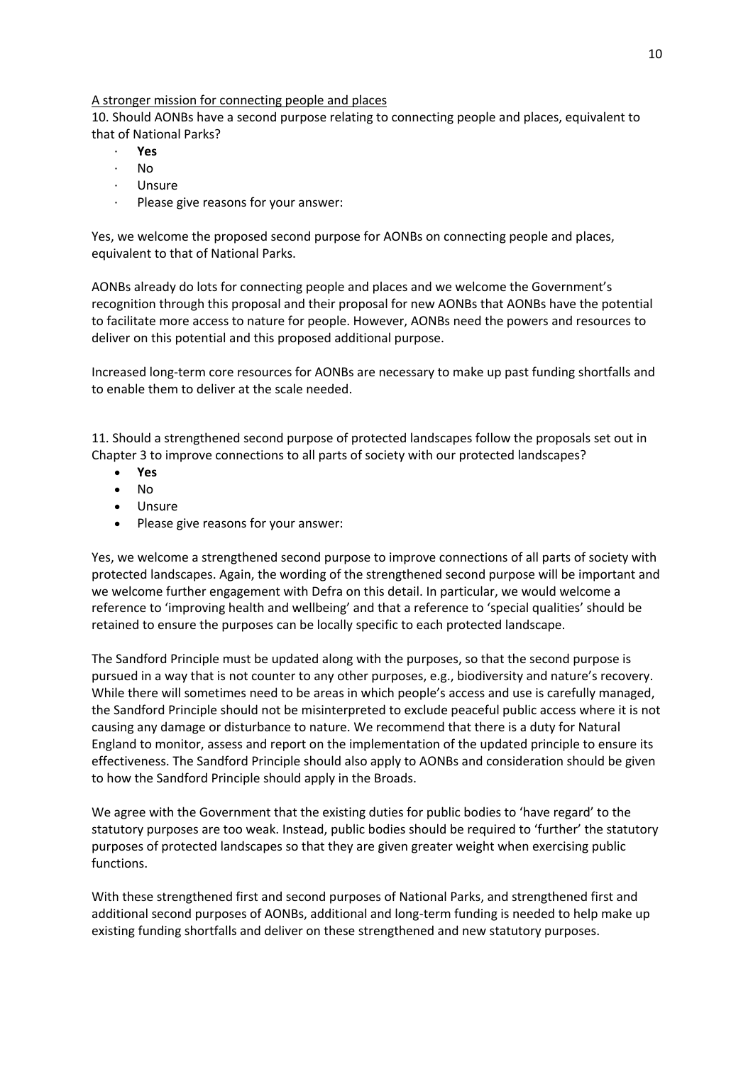A stronger mission for connecting people and places

10. Should AONBs have a second purpose relating to connecting people and places, equivalent to that of National Parks?

- **Yes**
- No
- Unsure
- Please give reasons for your answer:

Yes, we welcome the proposed second purpose for AONBs on connecting people and places, equivalent to that of National Parks.

AONBs already do lots for connecting people and places and we welcome the Government's recognition through this proposal and their proposal for new AONBs that AONBs have the potential to facilitate more access to nature for people. However, AONBs need the powers and resources to deliver on this potential and this proposed additional purpose.

Increased long-term core resources for AONBs are necessary to make up past funding shortfalls and to enable them to deliver at the scale needed.

11. Should a strengthened second purpose of protected landscapes follow the proposals set out in Chapter 3 to improve connections to all parts of society with our protected landscapes?

- **Yes**
- No
- Unsure
- Please give reasons for your answer:

Yes, we welcome a strengthened second purpose to improve connections of all parts of society with protected landscapes. Again, the wording of the strengthened second purpose will be important and we welcome further engagement with Defra on this detail. In particular, we would welcome a reference to 'improving health and wellbeing' and that a reference to 'special qualities' should be retained to ensure the purposes can be locally specific to each protected landscape.

The Sandford Principle must be updated along with the purposes, so that the second purpose is pursued in a way that is not counter to any other purposes, e.g., biodiversity and nature's recovery. While there will sometimes need to be areas in which people's access and use is carefully managed, the Sandford Principle should not be misinterpreted to exclude peaceful public access where it is not causing any damage or disturbance to nature. We recommend that there is a duty for Natural England to monitor, assess and report on the implementation of the updated principle to ensure its effectiveness. The Sandford Principle should also apply to AONBs and consideration should be given to how the Sandford Principle should apply in the Broads.

We agree with the Government that the existing duties for public bodies to 'have regard' to the statutory purposes are too weak. Instead, public bodies should be required to 'further' the statutory purposes of protected landscapes so that they are given greater weight when exercising public functions.

With these strengthened first and second purposes of National Parks, and strengthened first and additional second purposes of AONBs, additional and long-term funding is needed to help make up existing funding shortfalls and deliver on these strengthened and new statutory purposes.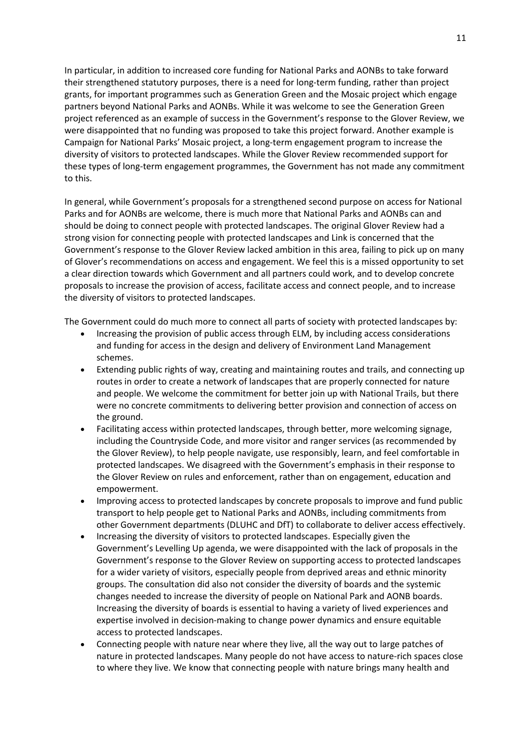In particular, in addition to increased core funding for National Parks and AONBs to take forward their strengthened statutory purposes, there is a need for long-term funding, rather than project grants, for important programmes such as Generation Green and the Mosaic project which engage partners beyond National Parks and AONBs. While it was welcome to see the Generation Green project referenced as an example of success in the Government's response to the Glover Review, we were disappointed that no funding was proposed to take this project forward. Another example is Campaign for National Parks' Mosaic project, a long-term engagement program to increase the diversity of visitors to protected landscapes. While the Glover Review recommended support for these types of long-term engagement programmes, the Government has not made any commitment to this.

In general, while Government's proposals for a strengthened second purpose on access for National Parks and for AONBs are welcome, there is much more that National Parks and AONBs can and should be doing to connect people with protected landscapes. The original Glover Review had a strong vision for connecting people with protected landscapes and Link is concerned that the Government's response to the Glover Review lacked ambition in this area, failing to pick up on many of Glover's recommendations on access and engagement. We feel this is a missed opportunity to set a clear direction towards which Government and all partners could work, and to develop concrete proposals to increase the provision of access, facilitate access and connect people, and to increase the diversity of visitors to protected landscapes.

The Government could do much more to connect all parts of society with protected landscapes by:

- Increasing the provision of public access through ELM, by including access considerations and funding for access in the design and delivery of Environment Land Management schemes.
- Extending public rights of way, creating and maintaining routes and trails, and connecting up routes in order to create a network of landscapes that are properly connected for nature and people. We welcome the commitment for better join up with National Trails, but there were no concrete commitments to delivering better provision and connection of access on the ground.
- Facilitating access within protected landscapes, through better, more welcoming signage, including the Countryside Code, and more visitor and ranger services (as recommended by the Glover Review), to help people navigate, use responsibly, learn, and feel comfortable in protected landscapes. We disagreed with the Government's emphasis in their response to the Glover Review on rules and enforcement, rather than on engagement, education and empowerment.
- Improving access to protected landscapes by concrete proposals to improve and fund public transport to help people get to National Parks and AONBs, including commitments from other Government departments (DLUHC and DfT) to collaborate to deliver access effectively.
- Increasing the diversity of visitors to protected landscapes. Especially given the Government's Levelling Up agenda, we were disappointed with the lack of proposals in the Government's response to the Glover Review on supporting access to protected landscapes for a wider variety of visitors, especially people from deprived areas and ethnic minority groups. The consultation did also not consider the diversity of boards and the systemic changes needed to increase the diversity of people on National Park and AONB boards. Increasing the diversity of boards is essential to having a variety of lived experiences and expertise involved in decision-making to change power dynamics and ensure equitable access to protected landscapes.
- Connecting people with nature near where they live, all the way out to large patches of nature in protected landscapes. Many people do not have access to nature-rich spaces close to where they live. We know that connecting people with nature brings many health and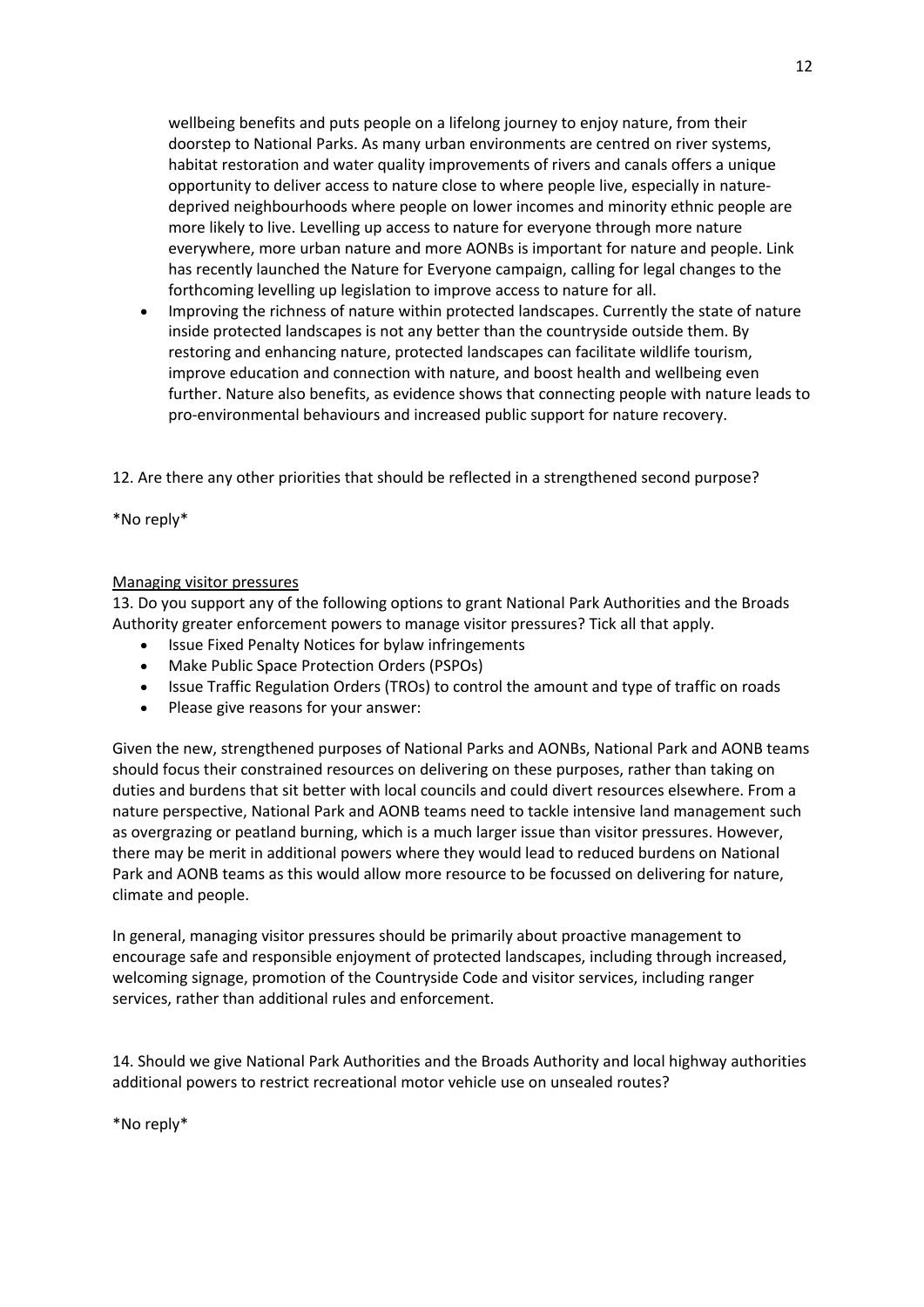wellbeing benefits and puts people on a lifelong journey to enjoy nature, from their doorstep to National Parks. As many urban environments are centred on river systems, habitat restoration and water quality improvements of rivers and canals offers a unique opportunity to deliver access to nature close to where people live, especially in nature-deprived neighbourhoods where people on lower incomes and minority ethnic people are more likely to live. Levelling up access to nature for everyone through more nature everywhere, more urban nature and more AONBs is important for nature and people. Link has recently launched the Nature for Everyone campaign, calling for legal changes to the forthcoming levelling up legislation to improve access to nature for all.

- Improving the richness of nature within protected landscapes. Currently the state of nature inside protected landscapes is not any better than the countryside outside them. By restoring and enhancing nature, protected landscapes can facilitate wildlife tourism, improve education and connection with nature, and boost health and wellbeing even further. Nature also benefits, as evidence shows that connecting people with nature leads to pro-environmental behaviours and increased public support for nature recovery.

12. Are there any other priorities that should be reflected in a strengthened second purpose?

*No reply*

<u>Managing visitor pressures</u>

13. Do you support any of the following options to grant National Park Authorities and the Broads Authority greater enforcement powers to manage visitor pressures? Tick all that apply.

- Issue Fixed Penalty Notices for bylaw infringements
- Make Public Space Protection Orders (PSPOs)
- Issue Traffic Regulation Orders (TROs) to control the amount and type of traffic on roads
- Please give reasons for your answer:

Given the new, strengthened purposes of National Parks and AONBs, National Park and AONB teams should focus their constrained resources on delivering on these purposes, rather than taking on duties and burdens that sit better with local councils and could divert resources elsewhere. From a nature perspective, National Park and AONB teams need to tackle intensive land management such as overgrazing or peatland burning, which is a much larger issue than visitor pressures. However, there may be merit in additional powers where they would lead to reduced burdens on National Park and AONB teams as this would allow more resource to be focussed on delivering for nature, climate and people.

In general, managing visitor pressures should be primarily about proactive management to encourage safe and responsible enjoyment of protected landscapes, including through increased, welcoming signage, promotion of the Countryside Code and visitor services, including ranger services, rather than additional rules and enforcement.

14. Should we give National Park Authorities and the Broads Authority and local highway authorities additional powers to restrict recreational motor vehicle use on unsealed routes?

*No reply*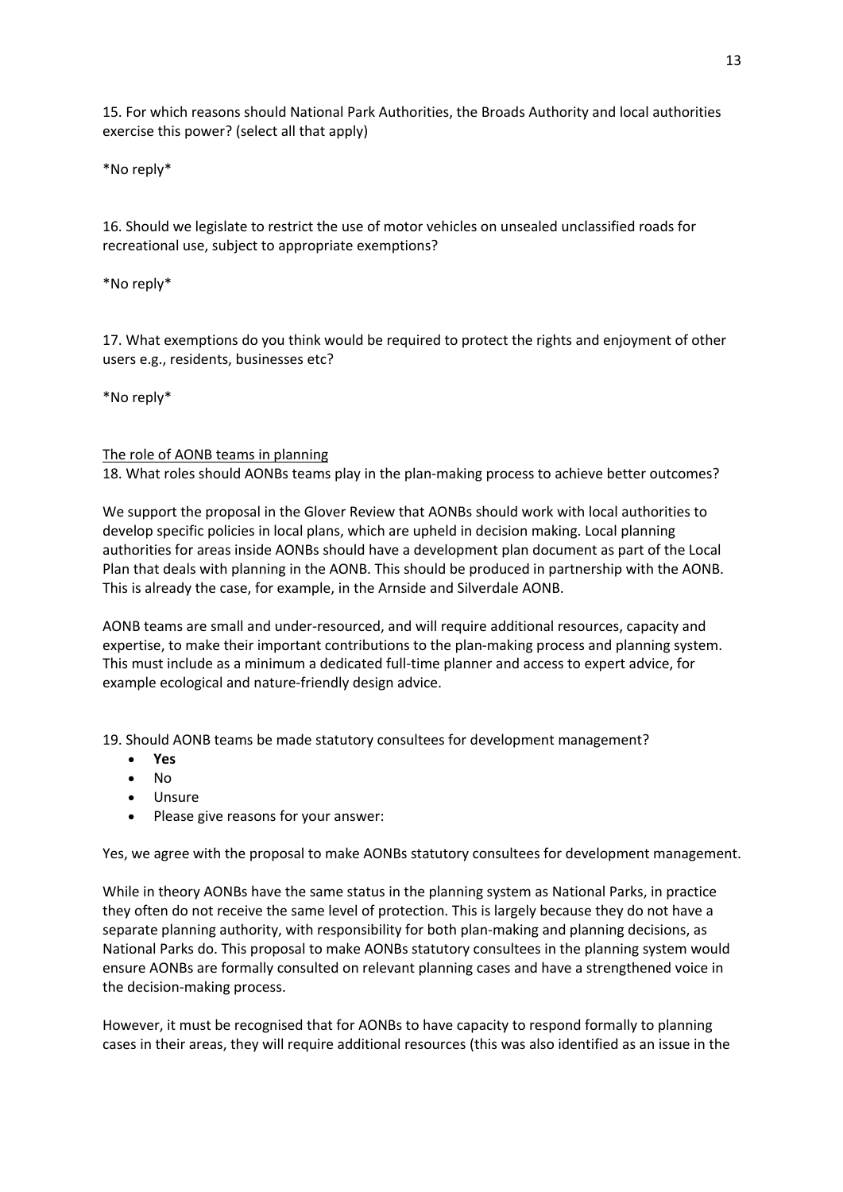15. For which reasons should National Park Authorities, the Broads Authority and local authorities exercise this power? (select all that apply)

*No reply*

16. Should we legislate to restrict the use of motor vehicles on unsealed unclassified roads for recreational use, subject to appropriate exemptions?

*No reply*

17. What exemptions do you think would be required to protect the rights and enjoyment of other users e.g., residents, businesses etc?

*No reply*

<u>The role of AONB teams in planning</u>

18. What roles should AONBs teams play in the plan-making process to achieve better outcomes?

We support the proposal in the Glover Review that AONBs should work with local authorities to develop specific policies in local plans, which are upheld in decision making. Local planning authorities for areas inside AONBs should have a development plan document as part of the Local Plan that deals with planning in the AONB. This should be produced in partnership with the AONB. This is already the case, for example, in the Arnside and Silverdale AONB.

AONB teams are small and under-resourced, and will require additional resources, capacity and expertise, to make their important contributions to the plan-making process and planning system. This must include as a minimum a dedicated full-time planner and access to expert advice, for example ecological and nature-friendly design advice.

19. Should AONB teams be made statutory consultees for development management?

- **Yes**
- No
- Unsure
- Please give reasons for your answer:

Yes, we agree with the proposal to make AONBs statutory consultees for development management.

While in theory AONBs have the same status in the planning system as National Parks, in practice they often do not receive the same level of protection. This is largely because they do not have a separate planning authority, with responsibility for both plan-making and planning decisions, as National Parks do. This proposal to make AONBs statutory consultees in the planning system would ensure AONBs are formally consulted on relevant planning cases and have a strengthened voice in the decision-making process.

However, it must be recognised that for AONBs to have capacity to respond formally to planning cases in their areas, they will require additional resources (this was also identified as an issue in the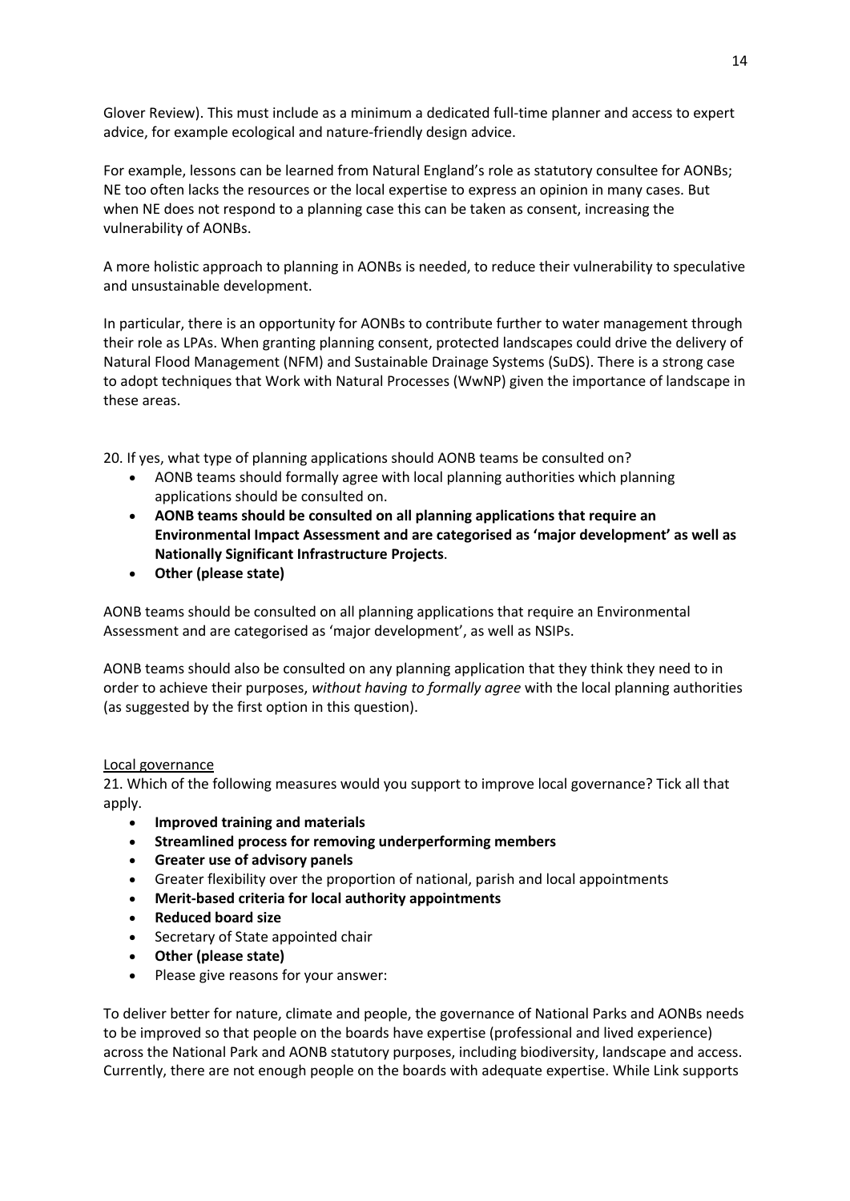Glover Review). This must include as a minimum a dedicated full-time planner and access to expert advice, for example ecological and nature-friendly design advice.

For example, lessons can be learned from Natural England's role as statutory consultee for AONBs; NE too often lacks the resources or the local expertise to express an opinion in many cases. But when NE does not respond to a planning case this can be taken as consent, increasing the vulnerability of AONBs.

A more holistic approach to planning in AONBs is needed, to reduce their vulnerability to speculative and unsustainable development.

In particular, there is an opportunity for AONBs to contribute further to water management through their role as LPAs. When granting planning consent, protected landscapes could drive the delivery of Natural Flood Management (NFM) and Sustainable Drainage Systems (SuDS). There is a strong case to adopt techniques that Work with Natural Processes (WwNP) given the importance of landscape in these areas.

20. If yes, what type of planning applications should AONB teams be consulted on?

- AONB teams should formally agree with local planning authorities which planning applications should be consulted on.
- **AONB teams should be consulted on all planning applications that require an Environmental Impact Assessment and are categorised as 'major development' as well as Nationally Significant Infrastructure Projects**.
- **Other (please state)**

AONB teams should be consulted on all planning applications that require an Environmental Assessment and are categorised as 'major development', as well as NSIPs.

AONB teams should also be consulted on any planning application that they think they need to in order to achieve their purposes, *without having to formally agree* with the local planning authorities (as suggested by the first option in this question).

Local governance

21. Which of the following measures would you support to improve local governance? Tick all that apply.

- **Improved training and materials**
- **Streamlined process for removing underperforming members**
- **Greater use of advisory panels**
- Greater flexibility over the proportion of national, parish and local appointments
- **Merit-based criteria for local authority appointments**
- **Reduced board size**
- Secretary of State appointed chair
- **Other (please state)**
- Please give reasons for your answer:

To deliver better for nature, climate and people, the governance of National Parks and AONBs needs to be improved so that people on the boards have expertise (professional and lived experience) across the National Park and AONB statutory purposes, including biodiversity, landscape and access. Currently, there are not enough people on the boards with adequate expertise. While Link supports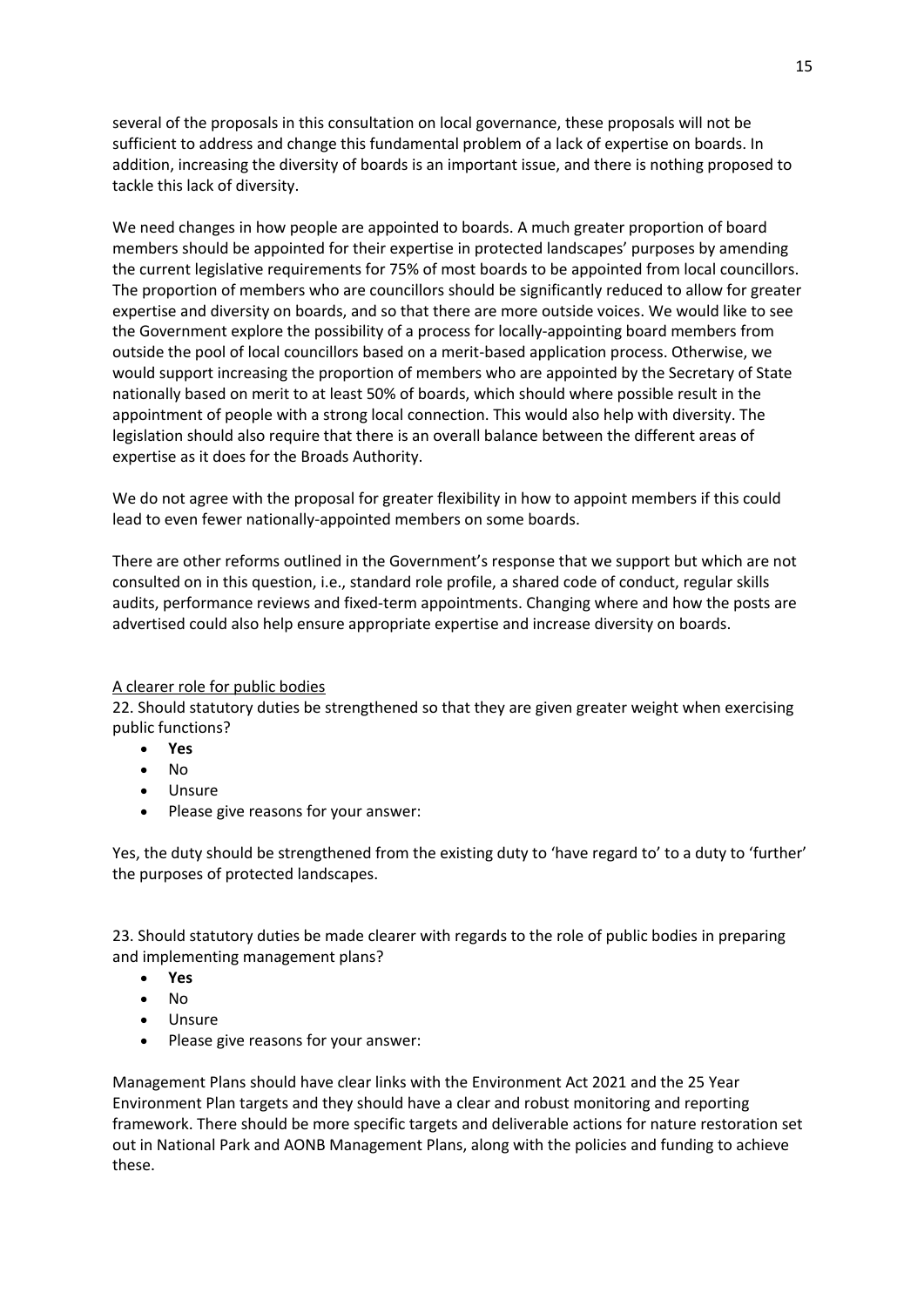several of the proposals in this consultation on local governance, these proposals will not be sufficient to address and change this fundamental problem of a lack of expertise on boards. In addition, increasing the diversity of boards is an important issue, and there is nothing proposed to tackle this lack of diversity.

We need changes in how people are appointed to boards. A much greater proportion of board members should be appointed for their expertise in protected landscapes' purposes by amending the current legislative requirements for 75% of most boards to be appointed from local councillors. The proportion of members who are councillors should be significantly reduced to allow for greater expertise and diversity on boards, and so that there are more outside voices. We would like to see the Government explore the possibility of a process for locally-appointing board members from outside the pool of local councillors based on a merit-based application process. Otherwise, we would support increasing the proportion of members who are appointed by the Secretary of State nationally based on merit to at least 50% of boards, which should where possible result in the appointment of people with a strong local connection. This would also help with diversity. The legislation should also require that there is an overall balance between the different areas of expertise as it does for the Broads Authority.

We do not agree with the proposal for greater flexibility in how to appoint members if this could lead to even fewer nationally-appointed members on some boards.

There are other reforms outlined in the Government's response that we support but which are not consulted on in this question, i.e., standard role profile, a shared code of conduct, regular skills audits, performance reviews and fixed-term appointments. Changing where and how the posts are advertised could also help ensure appropriate expertise and increase diversity on boards.

<u>A clearer role for public bodies</u>

22. Should statutory duties be strengthened so that they are given greater weight when exercising public functions?

- **Yes**
- No
- Unsure
- Please give reasons for your answer:

Yes, the duty should be strengthened from the existing duty to 'have regard to' to a duty to 'further' the purposes of protected landscapes.

23. Should statutory duties be made clearer with regards to the role of public bodies in preparing and implementing management plans?

- **Yes**
- No
- Unsure
- Please give reasons for your answer:

Management Plans should have clear links with the Environment Act 2021 and the 25 Year Environment Plan targets and they should have a clear and robust monitoring and reporting framework. There should be more specific targets and deliverable actions for nature restoration set out in National Park and AONB Management Plans, along with the policies and funding to achieve these.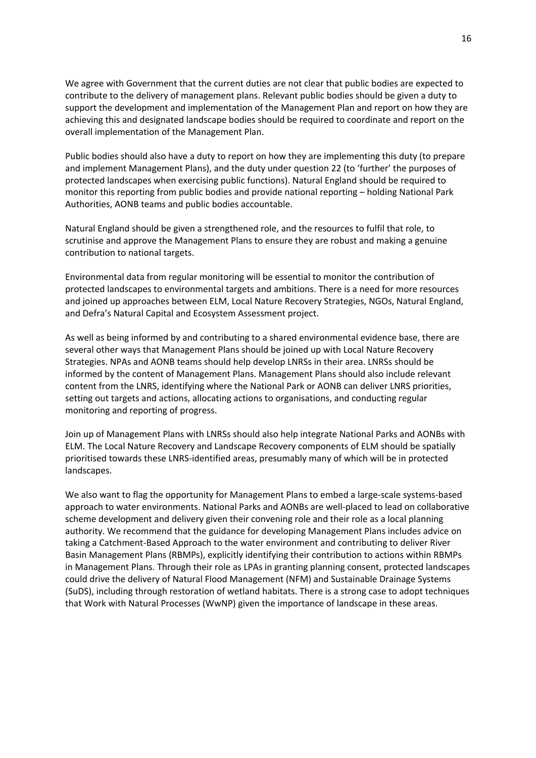We agree with Government that the current duties are not clear that public bodies are expected to contribute to the delivery of management plans. Relevant public bodies should be given a duty to support the development and implementation of the Management Plan and report on how they are achieving this and designated landscape bodies should be required to coordinate and report on the overall implementation of the Management Plan.

Public bodies should also have a duty to report on how they are implementing this duty (to prepare and implement Management Plans), and the duty under question 22 (to 'further' the purposes of protected landscapes when exercising public functions). Natural England should be required to monitor this reporting from public bodies and provide national reporting – holding National Park Authorities, AONB teams and public bodies accountable.

Natural England should be given a strengthened role, and the resources to fulfil that role, to scrutinise and approve the Management Plans to ensure they are robust and making a genuine contribution to national targets.

Environmental data from regular monitoring will be essential to monitor the contribution of protected landscapes to environmental targets and ambitions. There is a need for more resources and joined up approaches between ELM, Local Nature Recovery Strategies, NGOs, Natural England, and Defra's Natural Capital and Ecosystem Assessment project.

As well as being informed by and contributing to a shared environmental evidence base, there are several other ways that Management Plans should be joined up with Local Nature Recovery Strategies. NPAs and AONB teams should help develop LNRSs in their area. LNRSs should be informed by the content of Management Plans. Management Plans should also include relevant content from the LNRS, identifying where the National Park or AONB can deliver LNRS priorities, setting out targets and actions, allocating actions to organisations, and conducting regular monitoring and reporting of progress.

Join up of Management Plans with LNRSs should also help integrate National Parks and AONBs with ELM. The Local Nature Recovery and Landscape Recovery components of ELM should be spatially prioritised towards these LNRS-identified areas, presumably many of which will be in protected landscapes.

We also want to flag the opportunity for Management Plans to embed a large-scale systems-based approach to water environments. National Parks and AONBs are well-placed to lead on collaborative scheme development and delivery given their convening role and their role as a local planning authority. We recommend that the guidance for developing Management Plans includes advice on taking a Catchment-Based Approach to the water environment and contributing to deliver River Basin Management Plans (RBMPs), explicitly identifying their contribution to actions within RBMPs in Management Plans. Through their role as LPAs in granting planning consent, protected landscapes could drive the delivery of Natural Flood Management (NFM) and Sustainable Drainage Systems (SuDS), including through restoration of wetland habitats. There is a strong case to adopt techniques that Work with Natural Processes (WwNP) given the importance of landscape in these areas.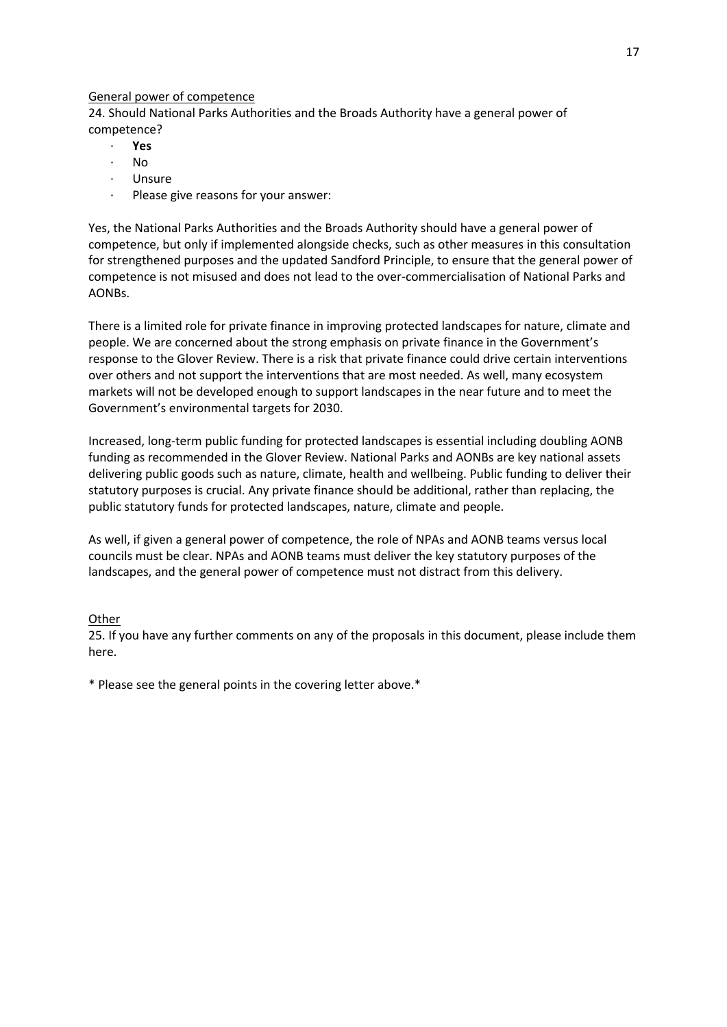General power of competence

24. Should National Parks Authorities and the Broads Authority have a general power of competence?

- **Yes**
- No
- Unsure
- Please give reasons for your answer:

Yes, the National Parks Authorities and the Broads Authority should have a general power of competence, but only if implemented alongside checks, such as other measures in this consultation for strengthened purposes and the updated Sandford Principle, to ensure that the general power of competence is not misused and does not lead to the over-commercialisation of National Parks and AONBs.

There is a limited role for private finance in improving protected landscapes for nature, climate and people. We are concerned about the strong emphasis on private finance in the Government's response to the Glover Review. There is a risk that private finance could drive certain interventions over others and not support the interventions that are most needed. As well, many ecosystem markets will not be developed enough to support landscapes in the near future and to meet the Government's environmental targets for 2030.

Increased, long-term public funding for protected landscapes is essential including doubling AONB funding as recommended in the Glover Review. National Parks and AONBs are key national assets delivering public goods such as nature, climate, health and wellbeing. Public funding to deliver their statutory purposes is crucial. Any private finance should be additional, rather than replacing, the public statutory funds for protected landscapes, nature, climate and people.

As well, if given a general power of competence, the role of NPAs and AONB teams versus local councils must be clear. NPAs and AONB teams must deliver the key statutory purposes of the landscapes, and the general power of competence must not distract from this delivery.

Other

25. If you have any further comments on any of the proposals in this document, please include them here.

\* Please see the general points in the covering letter above.\*